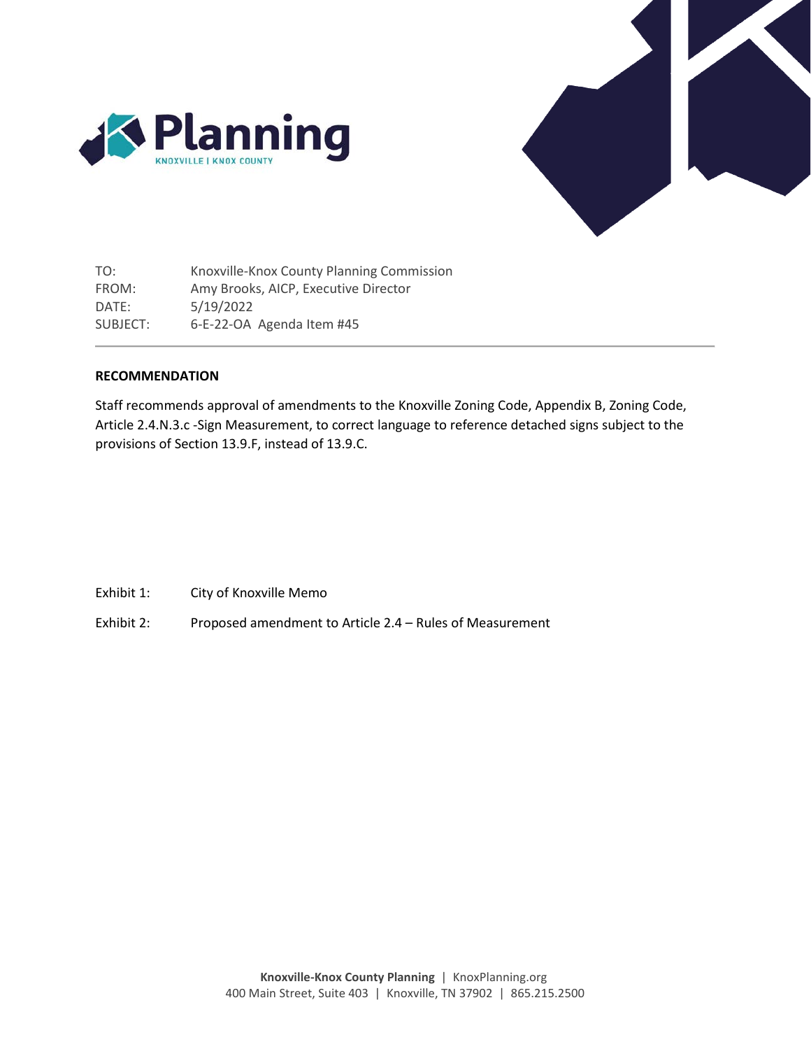Planning

KNOXVILLE | KNOX COUNTY

TO: Knoxville-Knox County Planning Commission
FROM: Amy Brooks, AICP, Executive Director
DATE: 5/19/2022
SUBJECT: 6-E-22-OA Agenda Item #45

---

**RECOMMENDATION**

Staff recommends approval of amendments to the Knoxville Zoning Code, Appendix B, Zoning Code, Article 2.4.N.3.c -Sign Measurement, to correct language to reference detached signs subject to the provisions of Section 13.9.F, instead of 13.9.C.

Exhibit 1: City of Knoxville Memo

Exhibit 2: Proposed amendment to Article 2.4 – Rules of Measurement

**Knoxville-Knox County Planning** | KnoxPlanning.org
400 Main Street, Suite 403 | Knoxville, TN 37902 | 865.215.2500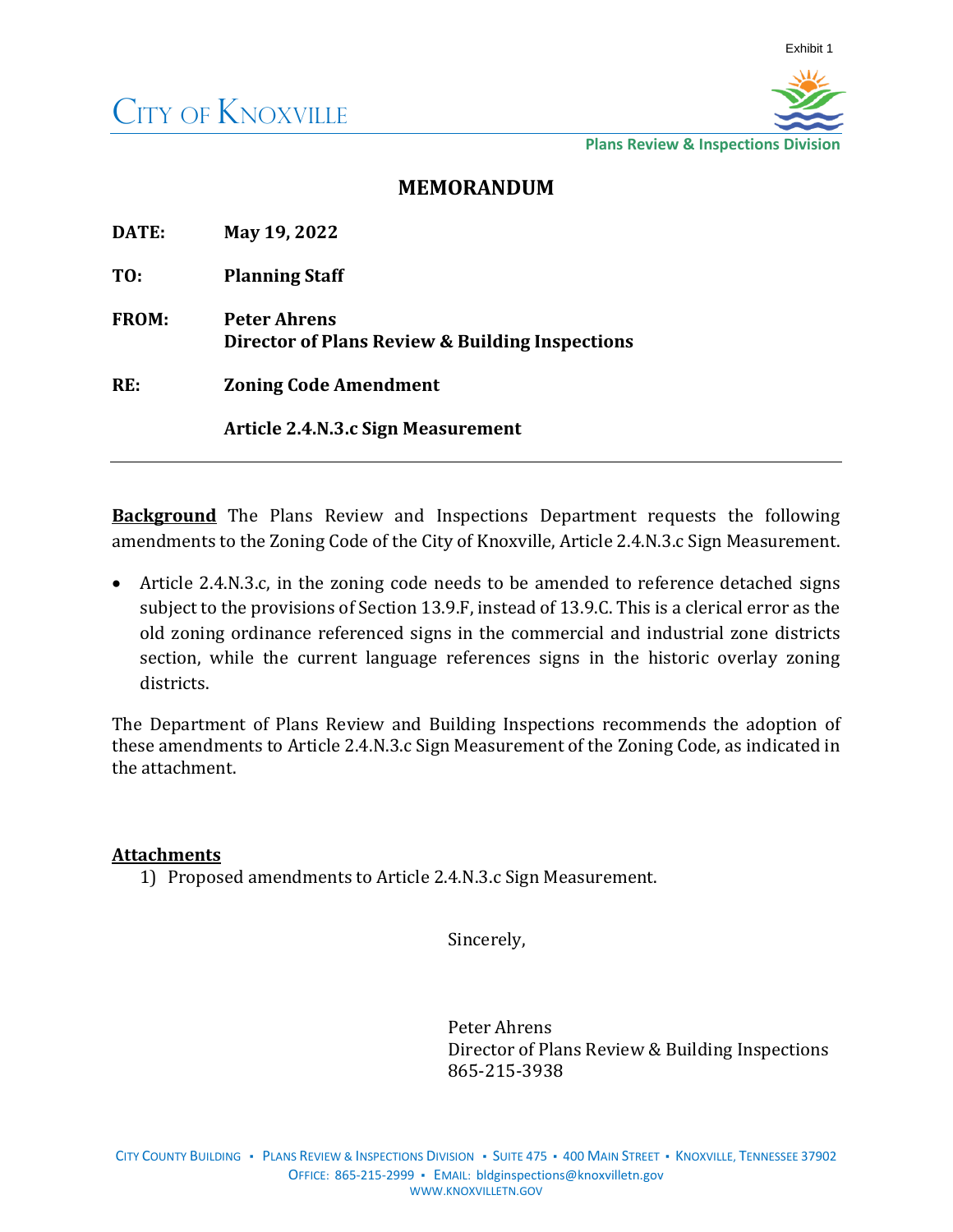Exhibit 1

CITY OF KNOXVILLE

Plans Review & Inspections Division

# MEMORANDUM

**DATE:** **May 19, 2022**

**TO:** **Planning Staff**

**FROM:** **Peter Ahrens**
**Director of Plans Review & Building Inspections**

**RE:** **Zoning Code Amendment**

**Article 2.4.N.3.c Sign Measurement**

---

**Background** The Plans Review and Inspections Department requests the following amendments to the Zoning Code of the City of Knoxville, Article 2.4.N.3.c Sign Measurement.

- Article 2.4.N.3.c, in the zoning code needs to be amended to reference detached signs subject to the provisions of Section 13.9.F, instead of 13.9.C. This is a clerical error as the old zoning ordinance referenced signs in the commercial and industrial zone districts section, while the current language references signs in the historic overlay zoning districts.

The Department of Plans Review and Building Inspections recommends the adoption of these amendments to Article 2.4.N.3.c Sign Measurement of the Zoning Code, as indicated in the attachment.

**Attachments**

1) Proposed amendments to Article 2.4.N.3.c Sign Measurement.

Sincerely,

Peter Ahrens
Director of Plans Review & Building Inspections
865-215-3938

CITY COUNTY BUILDING ▪ PLANS REVIEW & INSPECTIONS DIVISION ▪ SUITE 475 ▪ 400 MAIN STREET ▪ KNOXVILLE, TENNESSEE 37902
OFFICE: 865-215-2999 ▪ EMAIL: bldginspections@knoxvilletn.gov
WWW.KNOXVILLETN.GOV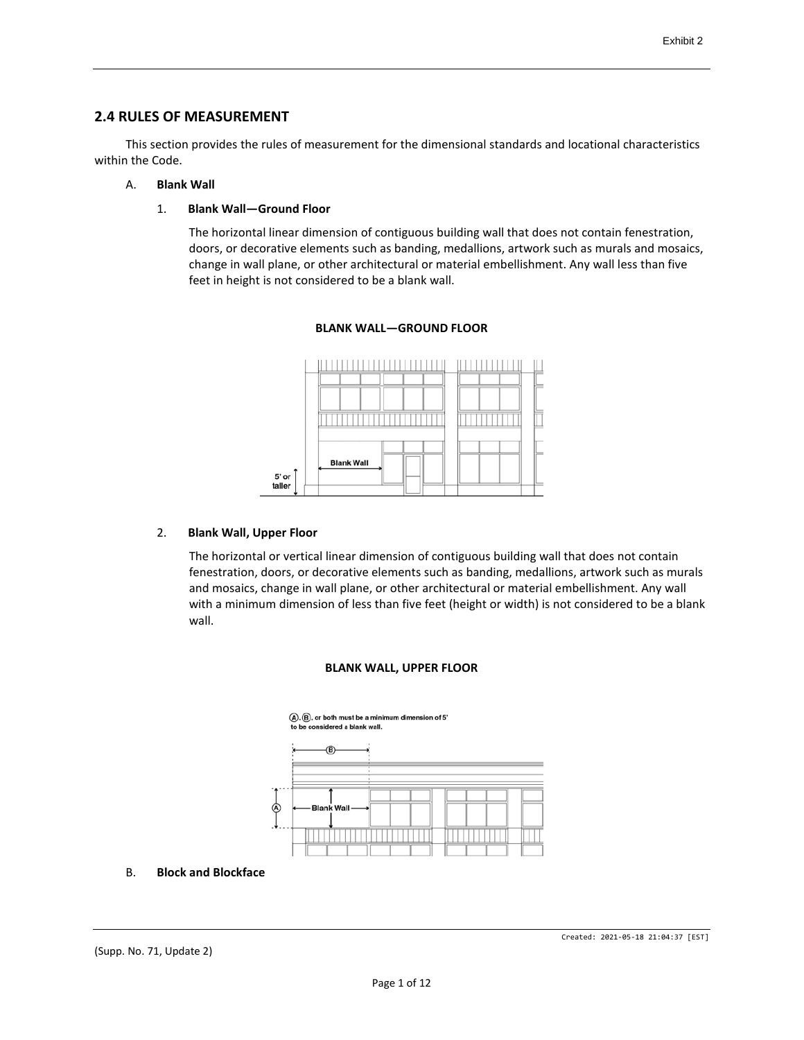## 2.4 RULES OF MEASUREMENT

This section provides the rules of measurement for the dimensional standards and locational characteristics within the Code.

A. **Blank Wall**

1. **Blank Wall—Ground Floor**

   The horizontal linear dimension of contiguous building wall that does not contain fenestration, doors, or decorative elements such as banding, medallions, artwork such as murals and mosaics, change in wall plane, or other architectural or material embellishment. Any wall less than five feet in height is not considered to be a blank wall.

**BLANK WALL—GROUND FLOOR**

2. **Blank Wall, Upper Floor**

   The horizontal or vertical linear dimension of contiguous building wall that does not contain fenestration, doors, or decorative elements such as banding, medallions, artwork such as murals and mosaics, change in wall plane, or other architectural or material embellishment. Any wall with a minimum dimension of less than five feet (height or width) is not considered to be a blank wall.

**BLANK WALL, UPPER FLOOR**

B. **Block and Blockface**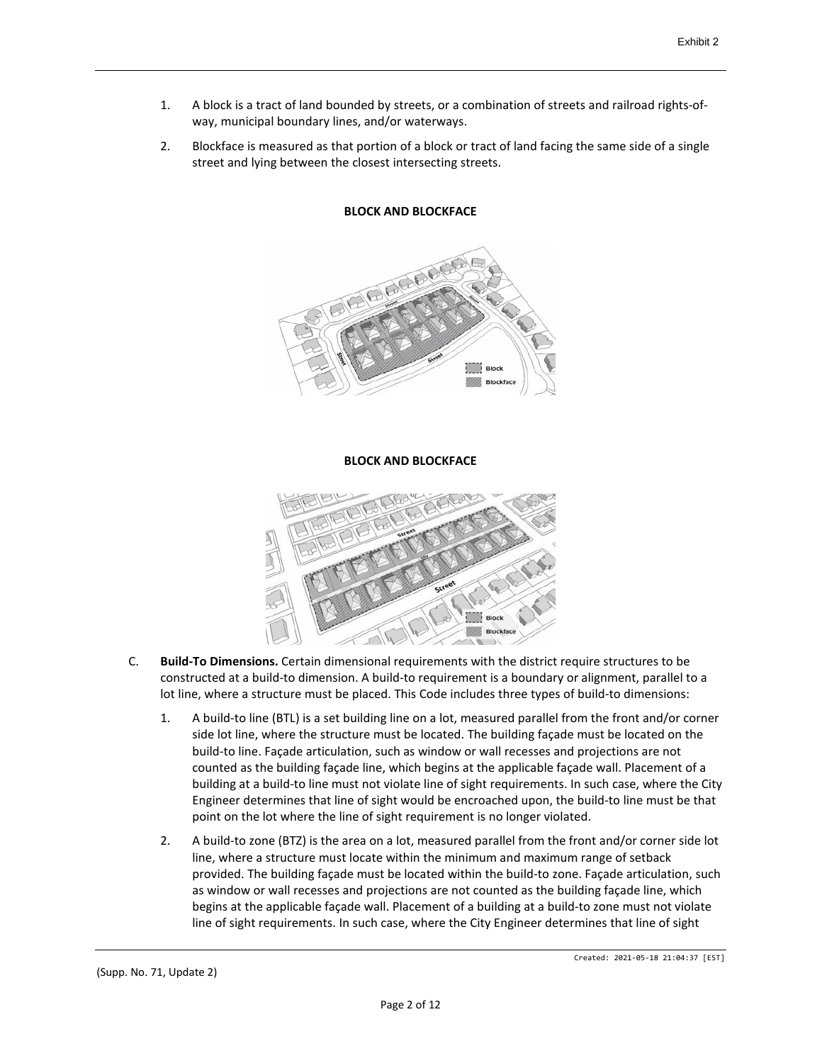1. A block is a tract of land bounded by streets, or a combination of streets and railroad rights-of-way, municipal boundary lines, and/or waterways.

2. Blockface is measured as that portion of a block or tract of land facing the same side of a single street and lying between the closest intersecting streets.

**BLOCK AND BLOCKFACE**

**BLOCK AND BLOCKFACE**

C. **Build-To Dimensions.** Certain dimensional requirements with the district require structures to be constructed at a build-to dimension. A build-to requirement is a boundary or alignment, parallel to a lot line, where a structure must be placed. This Code includes three types of build-to dimensions:

   1. A build-to line (BTL) is a set building line on a lot, measured parallel from the front and/or corner side lot line, where the structure must be located. The building façade must be located on the build-to line. Façade articulation, such as window or wall recesses and projections are not counted as the building façade line, which begins at the applicable façade wall. Placement of a building at a build-to line must not violate line of sight requirements. In such case, where the City Engineer determines that line of sight would be encroached upon, the build-to line must be that point on the lot where the line of sight requirement is no longer violated.

   2. A build-to zone (BTZ) is the area on a lot, measured parallel from the front and/or corner side lot line, where a structure must locate within the minimum and maximum range of setback provided. The building façade must be located within the build-to zone. Façade articulation, such as window or wall recesses and projections are not counted as the building façade line, which begins at the applicable façade wall. Placement of a building at a build-to zone must not violate line of sight requirements. In such case, where the City Engineer determines that line of sight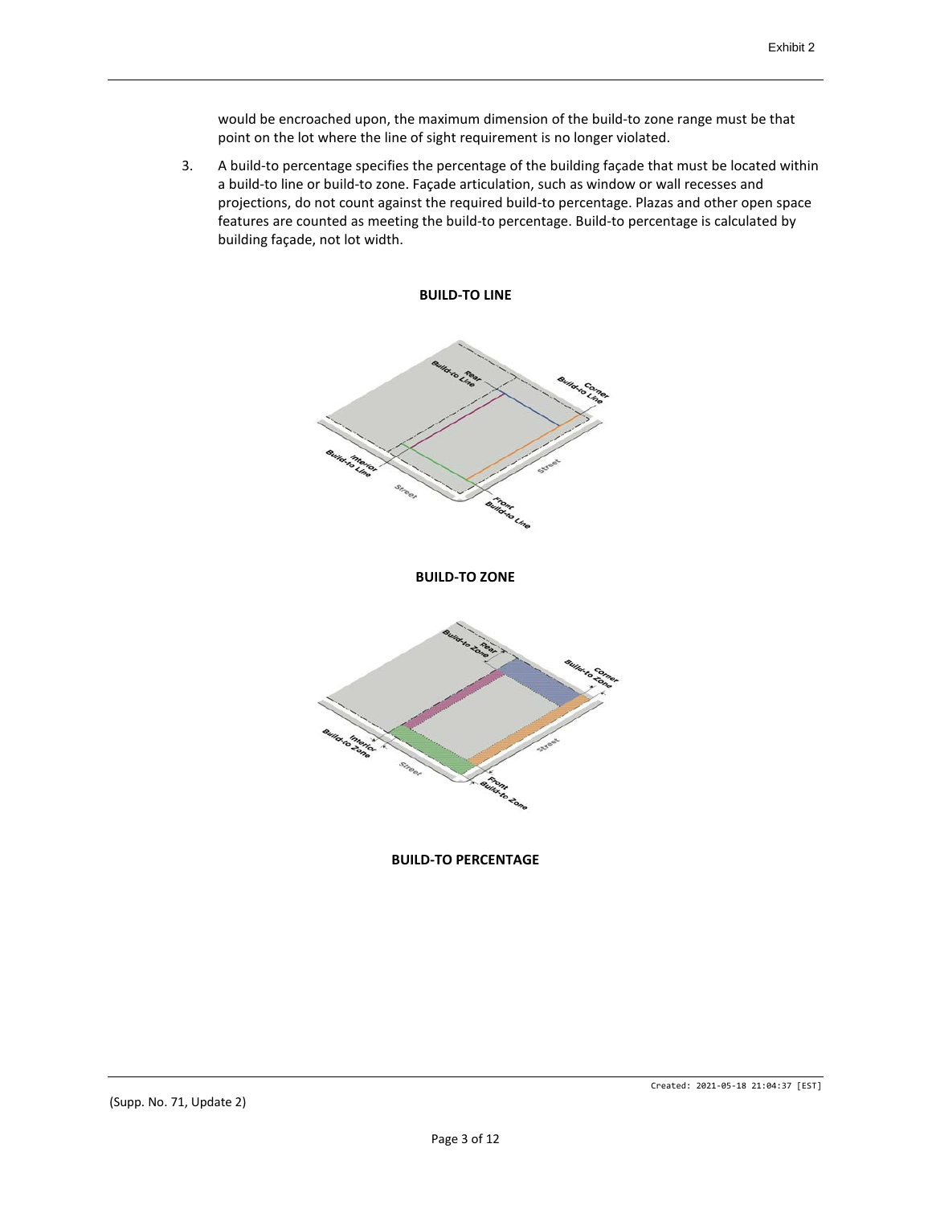would be encroached upon, the maximum dimension of the build-to zone range must be that point on the lot where the line of sight requirement is no longer violated.

3. A build-to percentage specifies the percentage of the building façade that must be located within a build-to line or build-to zone. Façade articulation, such as window or wall recesses and projections, do not count against the required build-to percentage. Plazas and other open space features are counted as meeting the build-to percentage. Build-to percentage is calculated by building façade, not lot width.

**BUILD-TO LINE**

**BUILD-TO ZONE**

**BUILD-TO PERCENTAGE**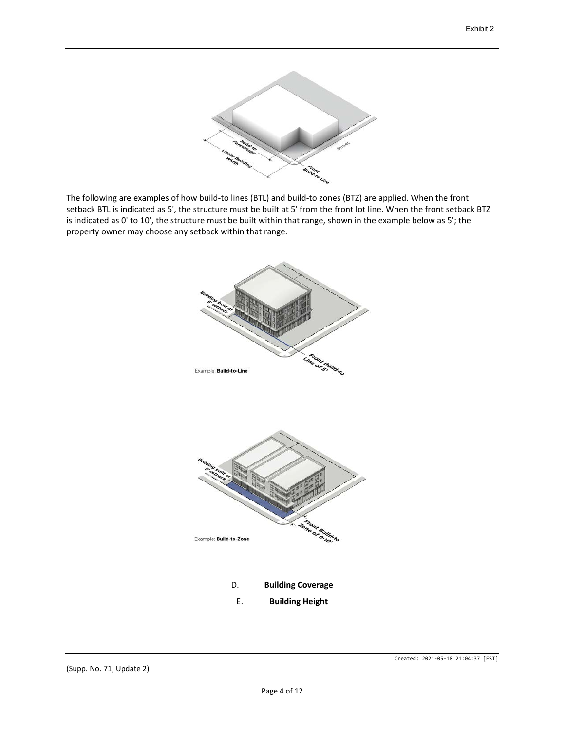The following are examples of how build-to lines (BTL) and build-to zones (BTZ) are applied. When the front setback BTL is indicated as 5', the structure must be built at 5' from the front lot line. When the front setback BTZ is indicated as 0' to 10', the structure must be built within that range, shown in the example below as 5'; the property owner may choose any setback within that range.

Example: **Build-to-Line**

Example: **Build-to-Zone**

D. **Building Coverage**

E. **Building Height**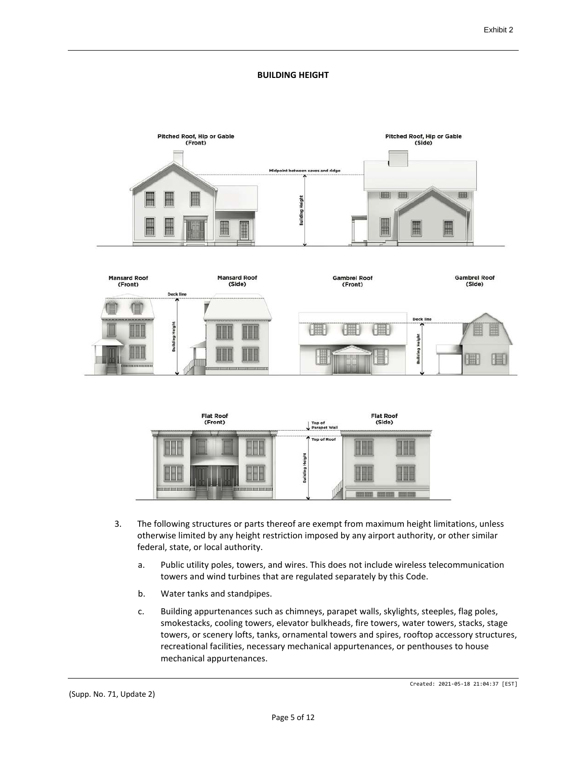**BUILDING HEIGHT**

Pitched Roof, Hip or Gable (Front)

Pitched Roof, Hip or Gable (Side)

Midpoint between eaves and ridge

Building Height

Mansard Roof (Front)

Mansard Roof (Side)

Gambrel Roof (Front)

Gambrel Roof (Side)

Deck line

Building Height

Flat Roof (Front)

Flat Roof (Side)

Top of Parapet Wall

Top of Roof

Building Height

3. The following structures or parts thereof are exempt from maximum height limitations, unless otherwise limited by any height restriction imposed by any airport authority, or other similar federal, state, or local authority.

   a. Public utility poles, towers, and wires. This does not include wireless telecommunication towers and wind turbines that are regulated separately by this Code.

   b. Water tanks and standpipes.

   c. Building appurtenances such as chimneys, parapet walls, skylights, steeples, flag poles, smokestacks, cooling towers, elevator bulkheads, fire towers, water towers, stacks, stage towers, or scenery lofts, tanks, ornamental towers and spires, rooftop accessory structures, recreational facilities, necessary mechanical appurtenances, or penthouses to house mechanical appurtenances.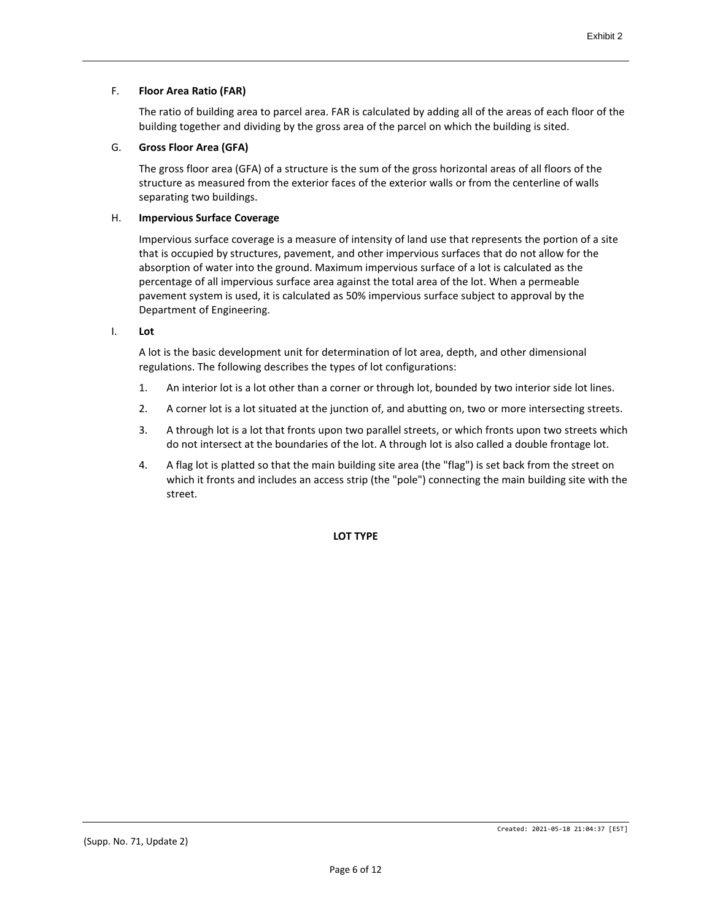F. **Floor Area Ratio (FAR)**

The ratio of building area to parcel area. FAR is calculated by adding all of the areas of each floor of the building together and dividing by the gross area of the parcel on which the building is sited.

G. **Gross Floor Area (GFA)**

The gross floor area (GFA) of a structure is the sum of the gross horizontal areas of all floors of the structure as measured from the exterior faces of the exterior walls or from the centerline of walls separating two buildings.

H. **Impervious Surface Coverage**

Impervious surface coverage is a measure of intensity of land use that represents the portion of a site that is occupied by structures, pavement, and other impervious surfaces that do not allow for the absorption of water into the ground. Maximum impervious surface of a lot is calculated as the percentage of all impervious surface area against the total area of the lot. When a permeable pavement system is used, it is calculated as 50% impervious surface subject to approval by the Department of Engineering.

I. **Lot**

A lot is the basic development unit for determination of lot area, depth, and other dimensional regulations. The following describes the types of lot configurations:

1. An interior lot is a lot other than a corner or through lot, bounded by two interior side lot lines.
2. A corner lot is a lot situated at the junction of, and abutting on, two or more intersecting streets.
3. A through lot is a lot that fronts upon two parallel streets, or which fronts upon two streets which do not intersect at the boundaries of the lot. A through lot is also called a double frontage lot.
4. A flag lot is platted so that the main building site area (the "flag") is set back from the street on which it fronts and includes an access strip (the "pole") connecting the main building site with the street.

**LOT TYPE**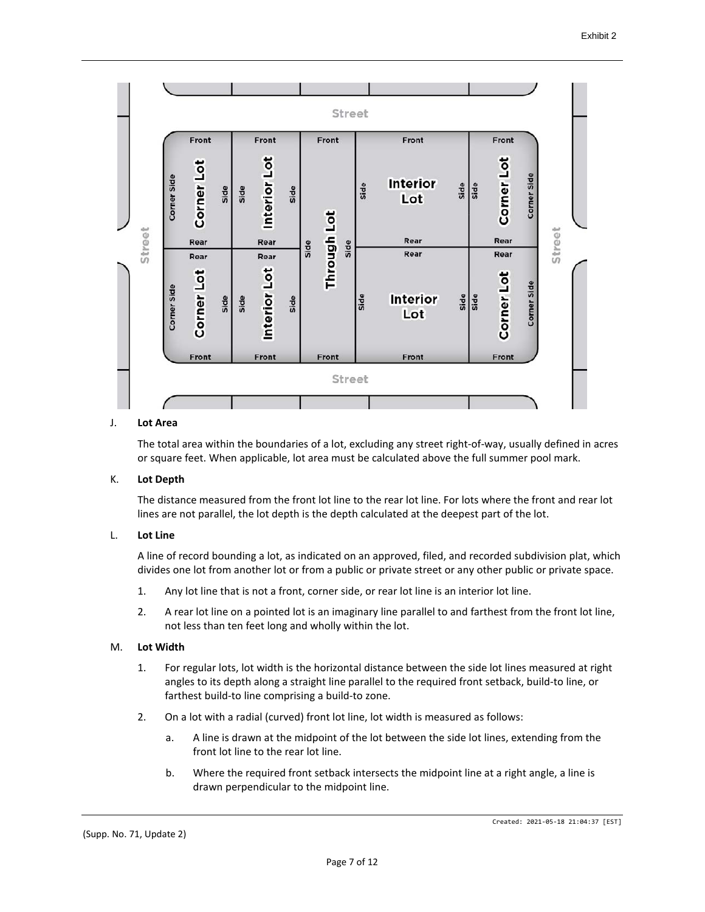J. **Lot Area**

The total area within the boundaries of a lot, excluding any street right-of-way, usually defined in acres or square feet. When applicable, lot area must be calculated above the full summer pool mark.

K. **Lot Depth**

The distance measured from the front lot line to the rear lot line. For lots where the front and rear lot lines are not parallel, the lot depth is the depth calculated at the deepest part of the lot.

L. **Lot Line**

A line of record bounding a lot, as indicated on an approved, filed, and recorded subdivision plat, which divides one lot from another lot or from a public or private street or any other public or private space.

1. Any lot line that is not a front, corner side, or rear lot line is an interior lot line.
2. A rear lot line on a pointed lot is an imaginary line parallel to and farthest from the front lot line, not less than ten feet long and wholly within the lot.

M. **Lot Width**

1. For regular lots, lot width is the horizontal distance between the side lot lines measured at right angles to its depth along a straight line parallel to the required front setback, build-to line, or farthest build-to line comprising a build-to zone.
2. On a lot with a radial (curved) front lot line, lot width is measured as follows:
   a. A line is drawn at the midpoint of the lot between the side lot lines, extending from the front lot line to the rear lot line.
   b. Where the required front setback intersects the midpoint line at a right angle, a line is drawn perpendicular to the midpoint line.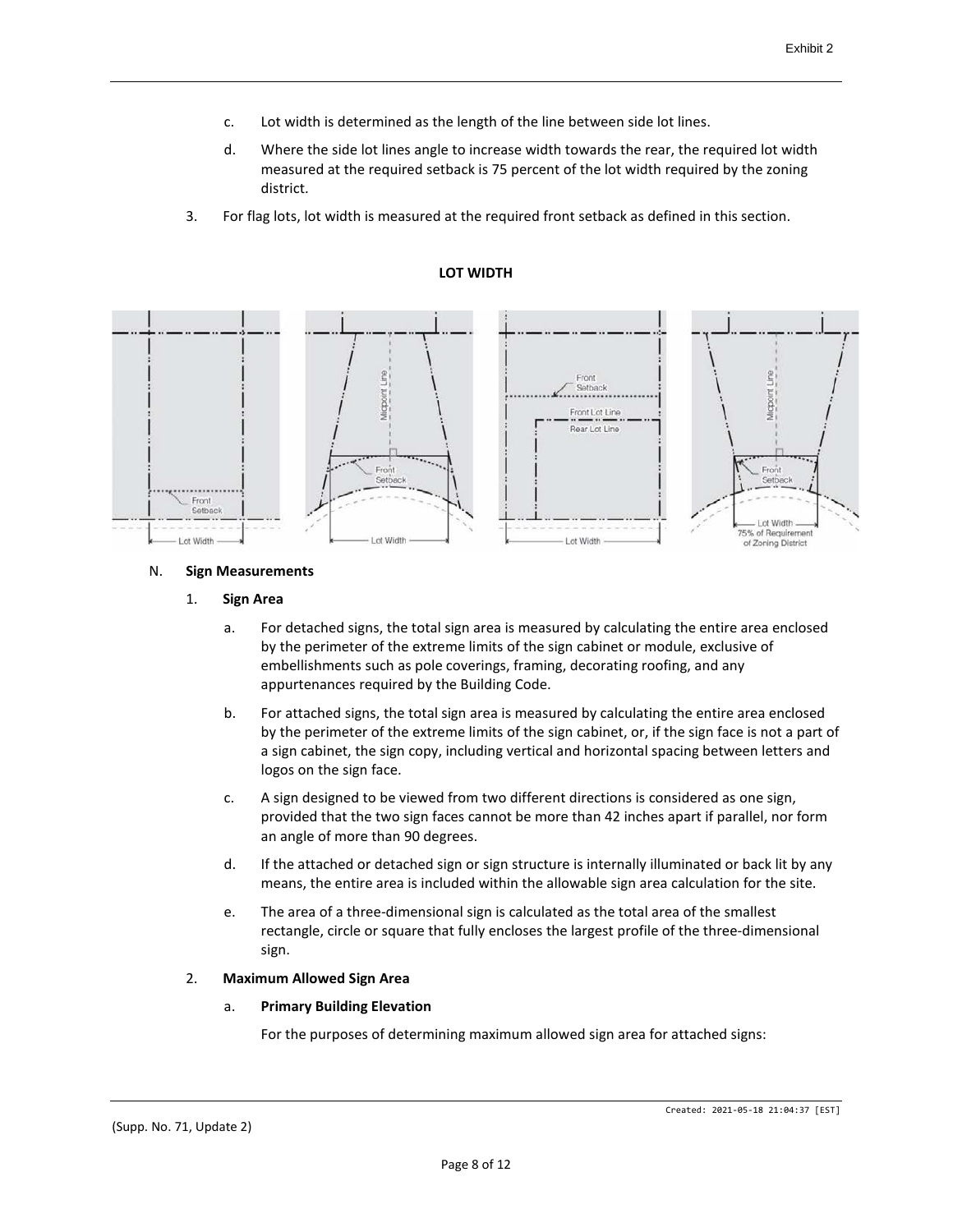c. Lot width is determined as the length of the line between side lot lines.

d. Where the side lot lines angle to increase width towards the rear, the required lot width measured at the required setback is 75 percent of the lot width required by the zoning district.

3. For flag lots, lot width is measured at the required front setback as defined in this section.

**LOT WIDTH**

N. **Sign Measurements**

1. **Sign Area**

   a. For detached signs, the total sign area is measured by calculating the entire area enclosed by the perimeter of the extreme limits of the sign cabinet or module, exclusive of embellishments such as pole coverings, framing, decorating roofing, and any appurtenances required by the Building Code.

   b. For attached signs, the total sign area is measured by calculating the entire area enclosed by the perimeter of the extreme limits of the sign cabinet, or, if the sign face is not a part of a sign cabinet, the sign copy, including vertical and horizontal spacing between letters and logos on the sign face.

   c. A sign designed to be viewed from two different directions is considered as one sign, provided that the two sign faces cannot be more than 42 inches apart if parallel, nor form an angle of more than 90 degrees.

   d. If the attached or detached sign or sign structure is internally illuminated or back lit by any means, the entire area is included within the allowable sign area calculation for the site.

   e. The area of a three-dimensional sign is calculated as the total area of the smallest rectangle, circle or square that fully encloses the largest profile of the three-dimensional sign.

2. **Maximum Allowed Sign Area**

   a. **Primary Building Elevation**

   For the purposes of determining maximum allowed sign area for attached signs: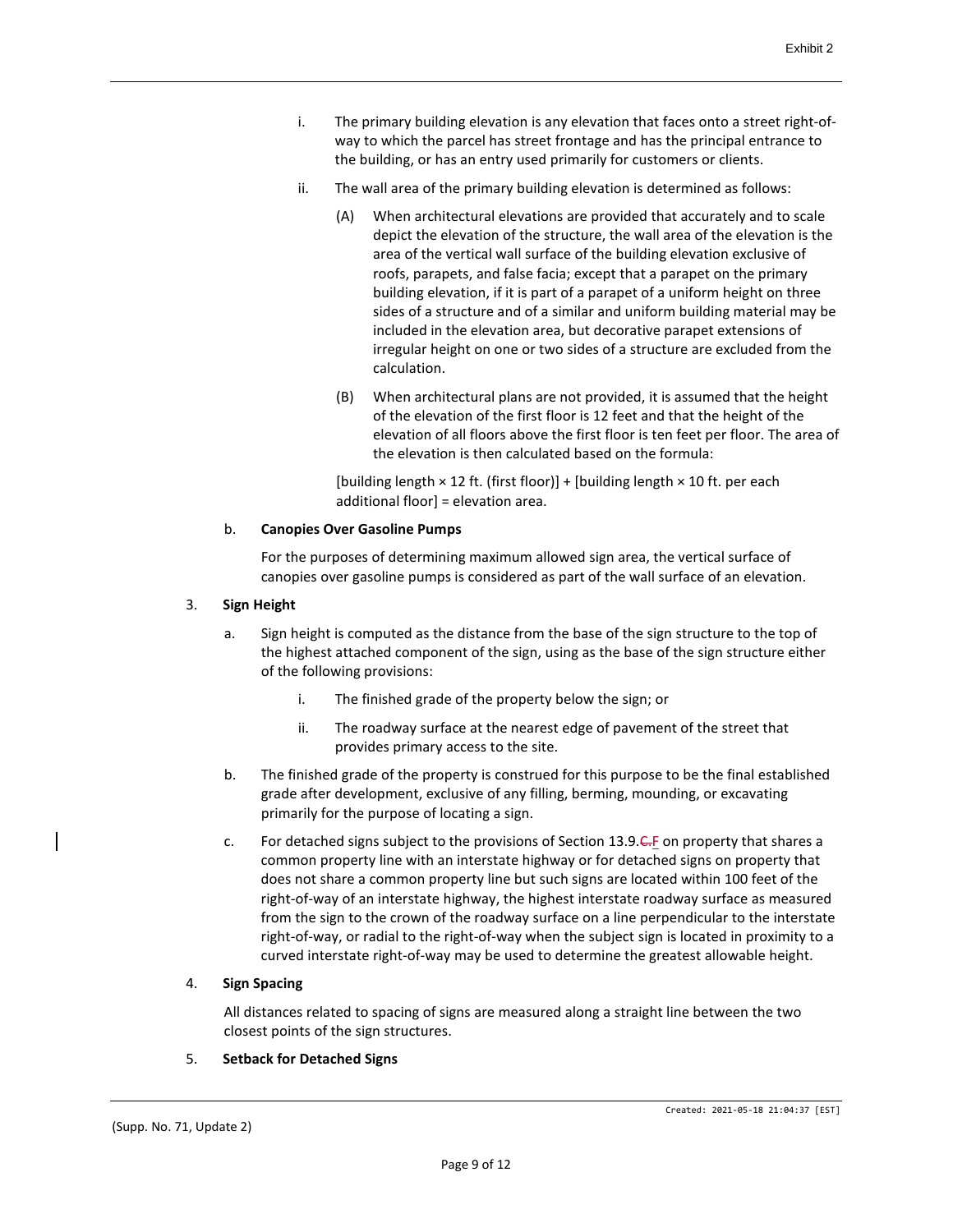i. The primary building elevation is any elevation that faces onto a street right-of-way to which the parcel has street frontage and has the principal entrance to the building, or has an entry used primarily for customers or clients.

ii. The wall area of the primary building elevation is determined as follows:

(A) When architectural elevations are provided that accurately and to scale depict the elevation of the structure, the wall area of the elevation is the area of the vertical wall surface of the building elevation exclusive of roofs, parapets, and false facia; except that a parapet on the primary building elevation, if it is part of a parapet of a uniform height on three sides of a structure and of a similar and uniform building material may be included in the elevation area, but decorative parapet extensions of irregular height on one or two sides of a structure are excluded from the calculation.

(B) When architectural plans are not provided, it is assumed that the height of the elevation of the first floor is 12 feet and that the height of the elevation of all floors above the first floor is ten feet per floor. The area of the elevation is then calculated based on the formula:

[building length × 12 ft. (first floor)] + [building length × 10 ft. per each additional floor] = elevation area.

b. **Canopies Over Gasoline Pumps**

For the purposes of determining maximum allowed sign area, the vertical surface of canopies over gasoline pumps is considered as part of the wall surface of an elevation.

3. **Sign Height**

a. Sign height is computed as the distance from the base of the sign structure to the top of the highest attached component of the sign, using as the base of the sign structure either of the following provisions:

i. The finished grade of the property below the sign; or

ii. The roadway surface at the nearest edge of pavement of the street that provides primary access to the site.

b. The finished grade of the property is construed for this purpose to be the final established grade after development, exclusive of any filling, berming, mounding, or excavating primarily for the purpose of locating a sign.

c. For detached signs subject to the provisions of Section 13.9.~~C.~~F on property that shares a common property line with an interstate highway or for detached signs on property that does not share a common property line but such signs are located within 100 feet of the right-of-way of an interstate highway, the highest interstate roadway surface as measured from the sign to the crown of the roadway surface on a line perpendicular to the interstate right-of-way, or radial to the right-of-way when the subject sign is located in proximity to a curved interstate right-of-way may be used to determine the greatest allowable height.

4. **Sign Spacing**

All distances related to spacing of signs are measured along a straight line between the two closest points of the sign structures.

5. **Setback for Detached Signs**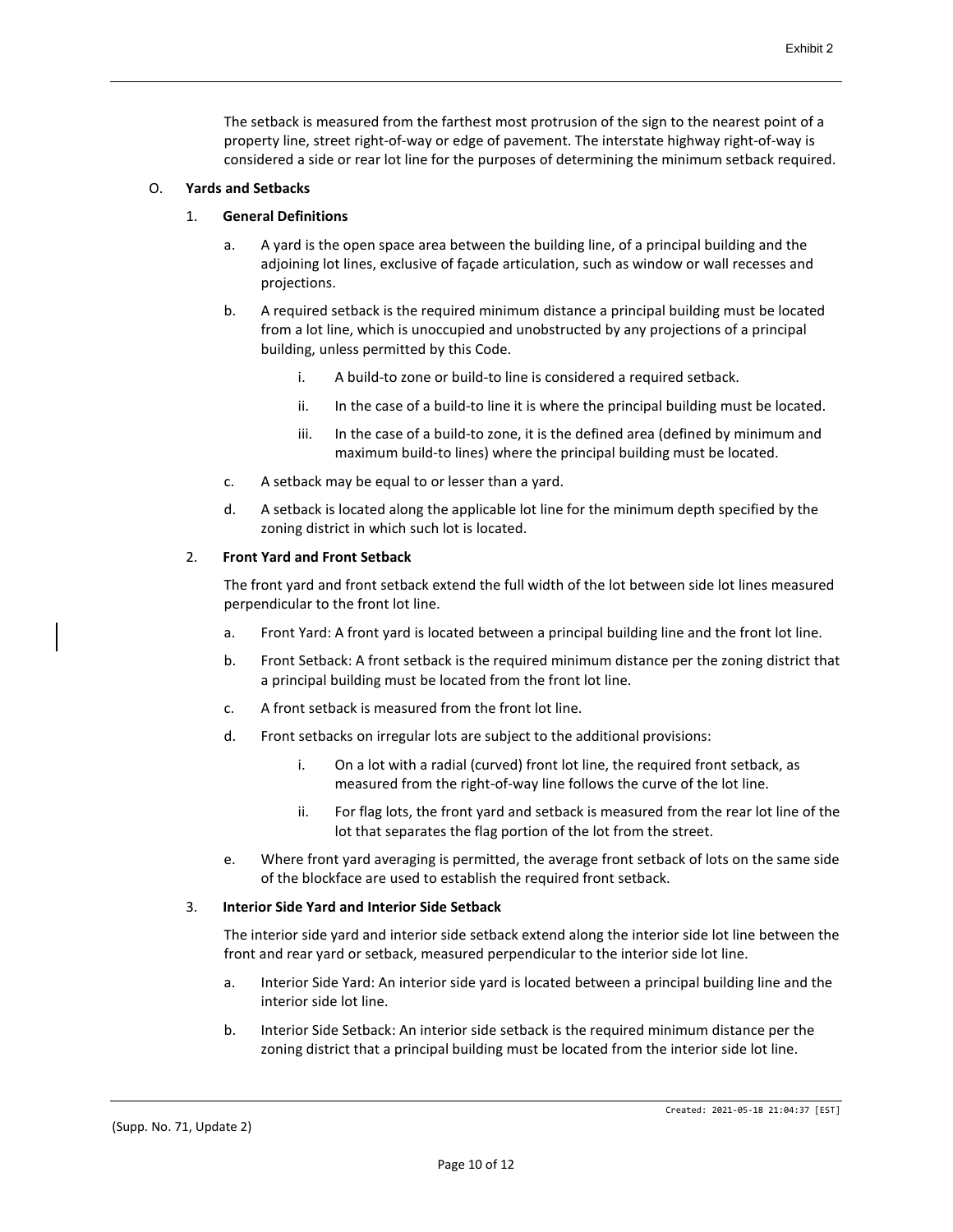The setback is measured from the farthest most protrusion of the sign to the nearest point of a property line, street right-of-way or edge of pavement. The interstate highway right-of-way is considered a side or rear lot line for the purposes of determining the minimum setback required.

O. **Yards and Setbacks**

1. **General Definitions**

   a. A yard is the open space area between the building line, of a principal building and the adjoining lot lines, exclusive of façade articulation, such as window or wall recesses and projections.

   b. A required setback is the required minimum distance a principal building must be located from a lot line, which is unoccupied and unobstructed by any projections of a principal building, unless permitted by this Code.

      i. A build-to zone or build-to line is considered a required setback.

      ii. In the case of a build-to line it is where the principal building must be located.

      iii. In the case of a build-to zone, it is the defined area (defined by minimum and maximum build-to lines) where the principal building must be located.

   c. A setback may be equal to or lesser than a yard.

   d. A setback is located along the applicable lot line for the minimum depth specified by the zoning district in which such lot is located.

2. **Front Yard and Front Setback**

   The front yard and front setback extend the full width of the lot between side lot lines measured perpendicular to the front lot line.

   a. Front Yard: A front yard is located between a principal building line and the front lot line.

   b. Front Setback: A front setback is the required minimum distance per the zoning district that a principal building must be located from the front lot line.

   c. A front setback is measured from the front lot line.

   d. Front setbacks on irregular lots are subject to the additional provisions:

      i. On a lot with a radial (curved) front lot line, the required front setback, as measured from the right-of-way line follows the curve of the lot line.

      ii. For flag lots, the front yard and setback is measured from the rear lot line of the lot that separates the flag portion of the lot from the street.

   e. Where front yard averaging is permitted, the average front setback of lots on the same side of the blockface are used to establish the required front setback.

3. **Interior Side Yard and Interior Side Setback**

   The interior side yard and interior side setback extend along the interior side lot line between the front and rear yard or setback, measured perpendicular to the interior side lot line.

   a. Interior Side Yard: An interior side yard is located between a principal building line and the interior side lot line.

   b. Interior Side Setback: An interior side setback is the required minimum distance per the zoning district that a principal building must be located from the interior side lot line.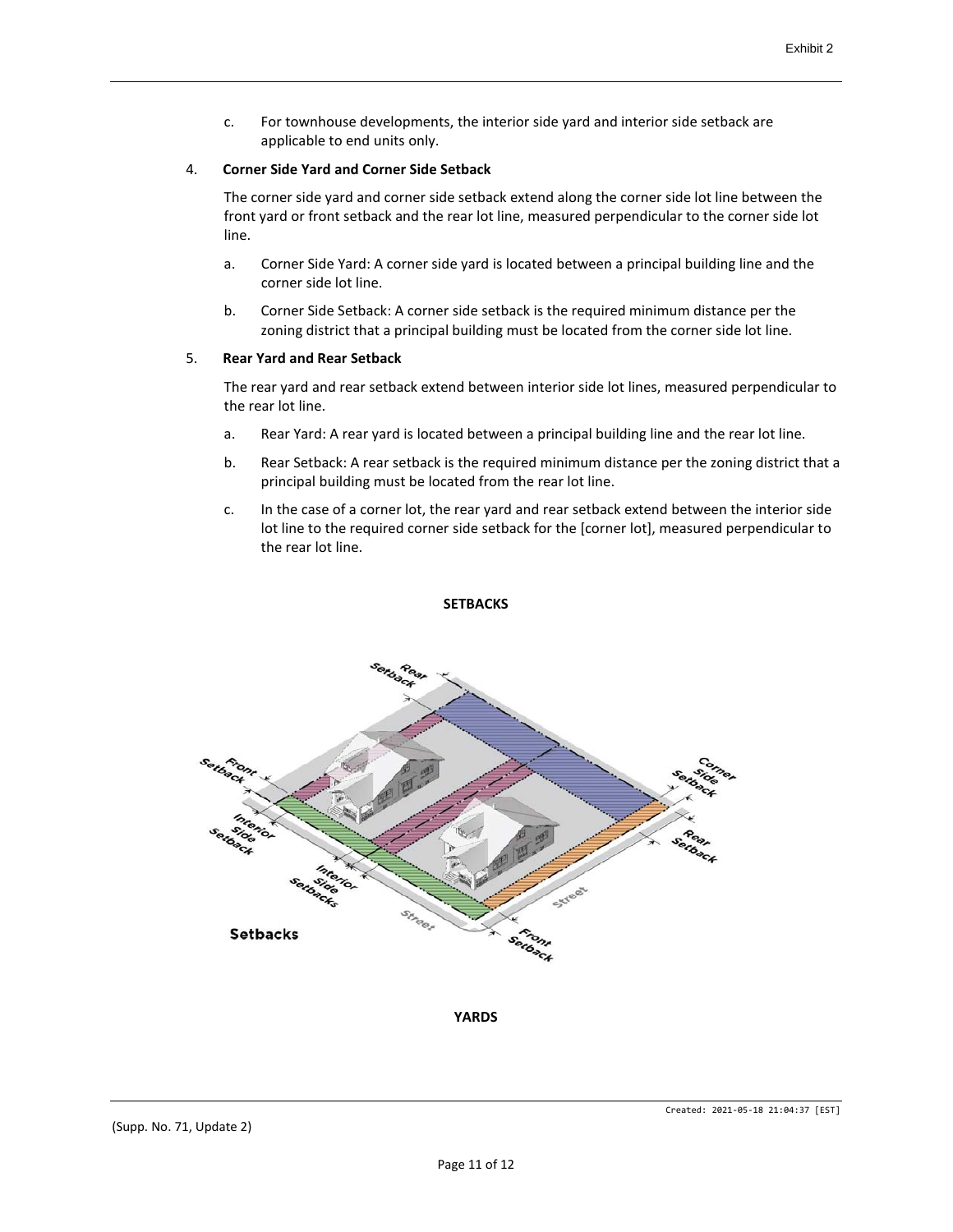c. For townhouse developments, the interior side yard and interior side setback are applicable to end units only.

4. **Corner Side Yard and Corner Side Setback**

The corner side yard and corner side setback extend along the corner side lot line between the front yard or front setback and the rear lot line, measured perpendicular to the corner side lot line.

a. Corner Side Yard: A corner side yard is located between a principal building line and the corner side lot line.

b. Corner Side Setback: A corner side setback is the required minimum distance per the zoning district that a principal building must be located from the corner side lot line.

5. **Rear Yard and Rear Setback**

The rear yard and rear setback extend between interior side lot lines, measured perpendicular to the rear lot line.

a. Rear Yard: A rear yard is located between a principal building line and the rear lot line.

b. Rear Setback: A rear setback is the required minimum distance per the zoning district that a principal building must be located from the rear lot line.

c. In the case of a corner lot, the rear yard and rear setback extend between the interior side lot line to the required corner side setback for the [corner lot], measured perpendicular to the rear lot line.

**SETBACKS**

**YARDS**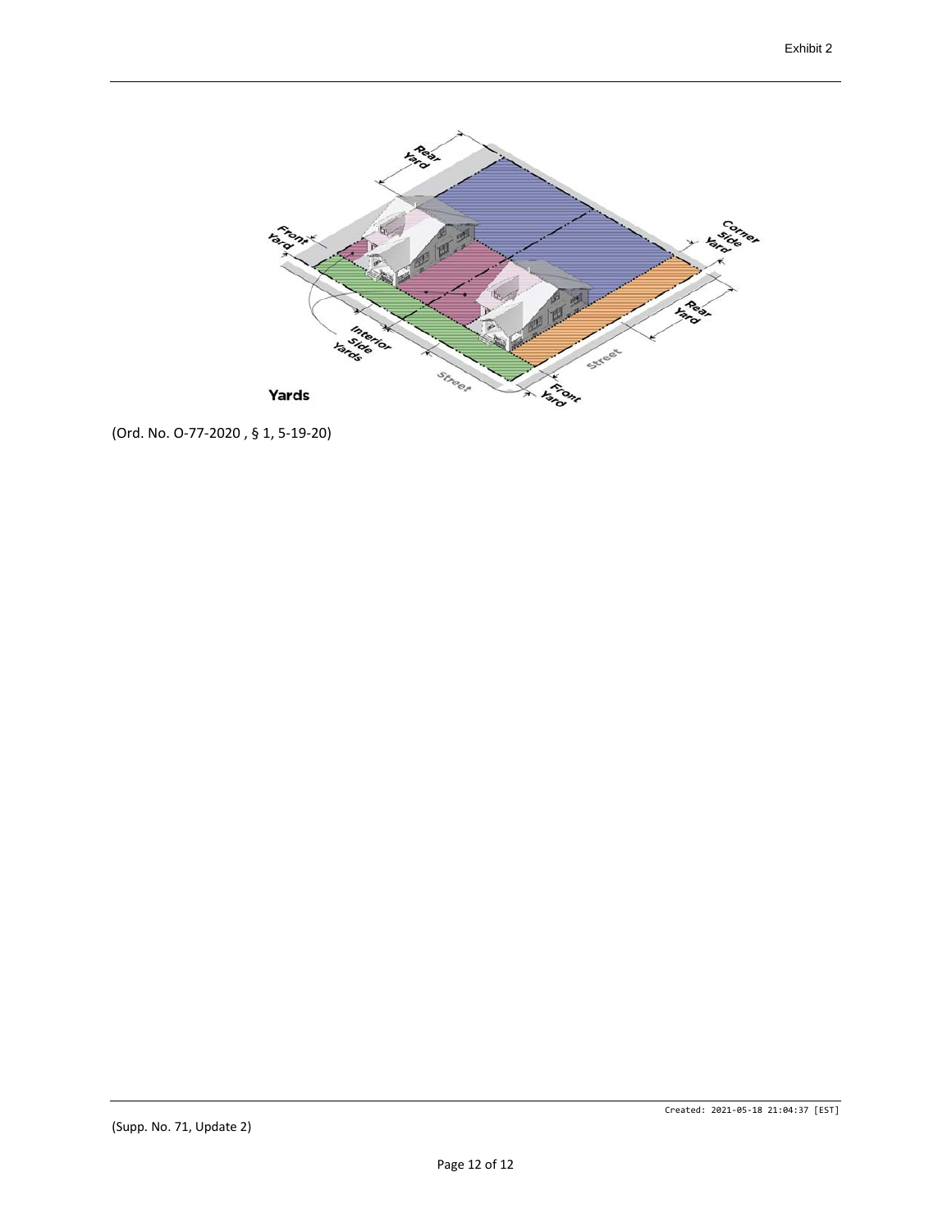Yards

(Ord. No. O-77-2020 , § 1, 5-19-20)